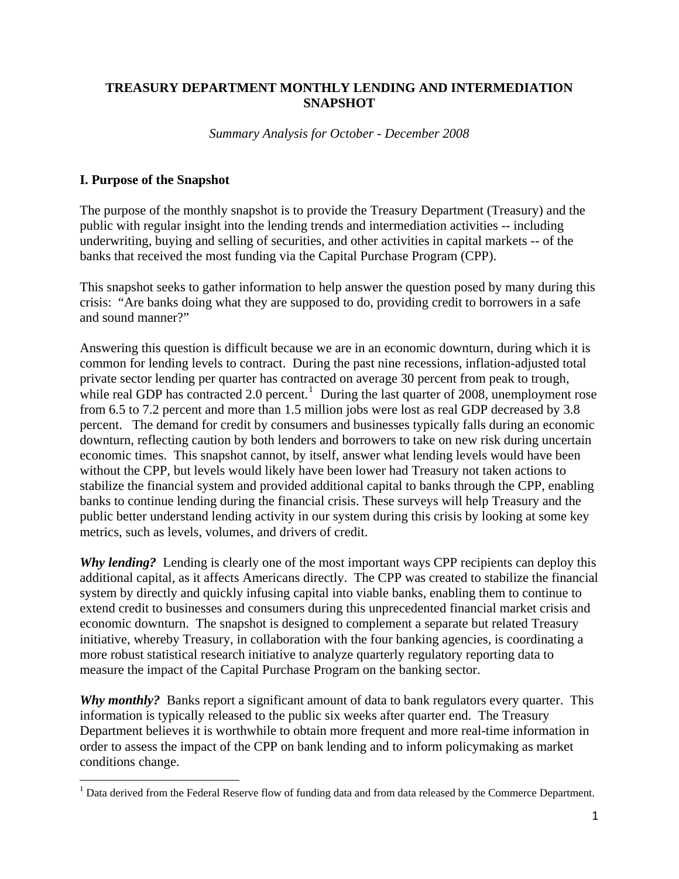# TREASURY DEPARTMENT MONTHLY LENDING AND INTERMEDIATION SNAPSHOT

*Summary Analysis for October - December 2008*

## I. Purpose of the Snapshot

The purpose of the monthly snapshot is to provide the Treasury Department (Treasury) and the public with regular insight into the lending trends and intermediation activities -- including underwriting, buying and selling of securities, and other activities in capital markets -- of the banks that received the most funding via the Capital Purchase Program (CPP).

This snapshot seeks to gather information to help answer the question posed by many during this crisis: "Are banks doing what they are supposed to do, providing credit to borrowers in a safe and sound manner?"

Answering this question is difficult because we are in an economic downturn, during which it is common for lending levels to contract. During the past nine recessions, inflation-adjusted total private sector lending per quarter has contracted on average 30 percent from peak to trough, while real GDP has contracted 2.0 percent.[1] During the last quarter of 2008, unemployment rose from 6.5 to 7.2 percent and more than 1.5 million jobs were lost as real GDP decreased by 3.8 percent. The demand for credit by consumers and businesses typically falls during an economic downturn, reflecting caution by both lenders and borrowers to take on new risk during uncertain economic times. This snapshot cannot, by itself, answer what lending levels would have been without the CPP, but levels would likely have been lower had Treasury not taken actions to stabilize the financial system and provided additional capital to banks through the CPP, enabling banks to continue lending during the financial crisis. These surveys will help Treasury and the public better understand lending activity in our system during this crisis by looking at some key metrics, such as levels, volumes, and drivers of credit.

***Why lending?*** Lending is clearly one of the most important ways CPP recipients can deploy this additional capital, as it affects Americans directly. The CPP was created to stabilize the financial system by directly and quickly infusing capital into viable banks, enabling them to continue to extend credit to businesses and consumers during this unprecedented financial market crisis and economic downturn. The snapshot is designed to complement a separate but related Treasury initiative, whereby Treasury, in collaboration with the four banking agencies, is coordinating a more robust statistical research initiative to analyze quarterly regulatory reporting data to measure the impact of the Capital Purchase Program on the banking sector.

***Why monthly?*** Banks report a significant amount of data to bank regulators every quarter. This information is typically released to the public six weeks after quarter end. The Treasury Department believes it is worthwhile to obtain more frequent and more real-time information in order to assess the impact of the CPP on bank lending and to inform policymaking as market conditions change.

[1] Data derived from the Federal Reserve flow of funding data and from data released by the Commerce Department.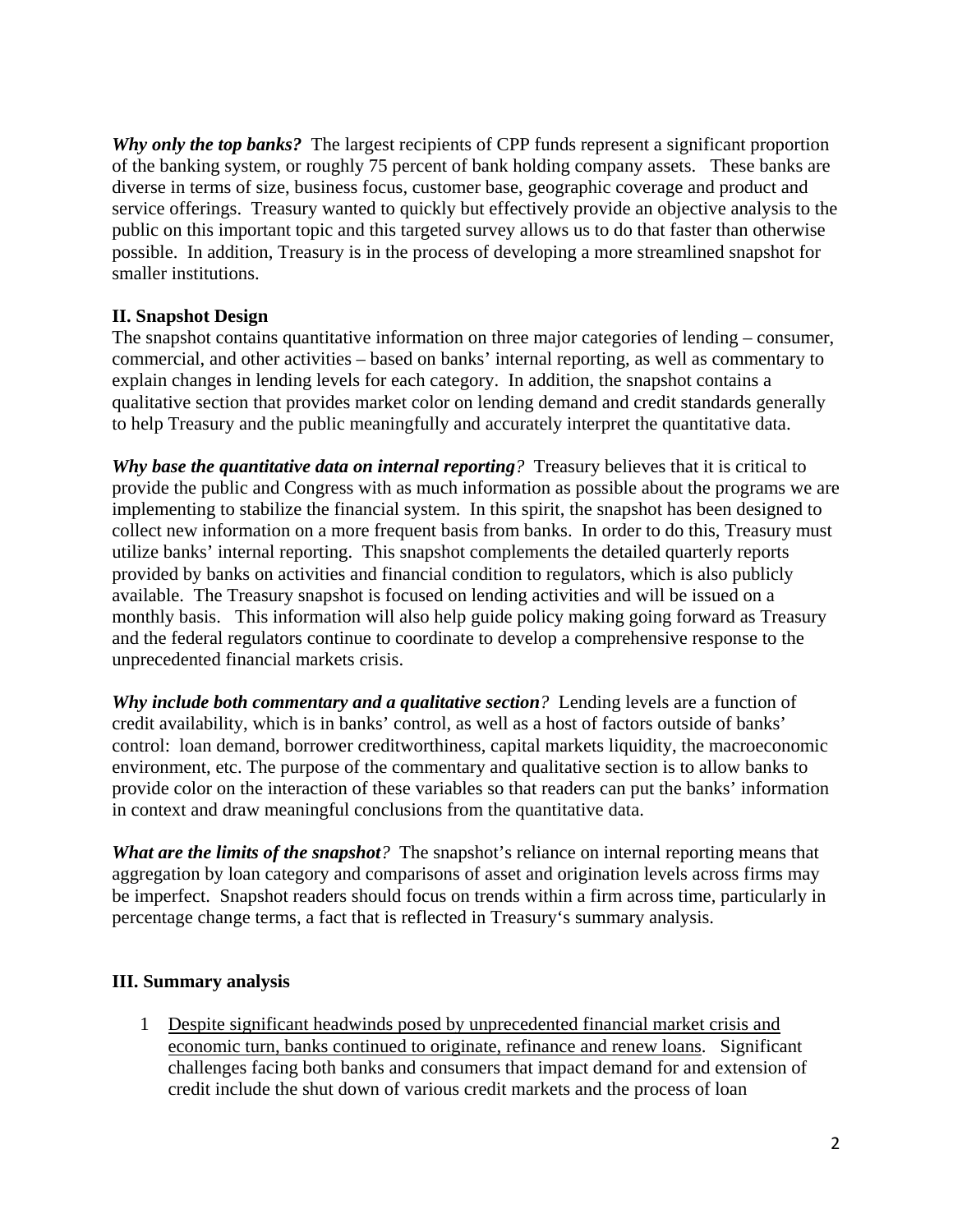***Why only the top banks?*** The largest recipients of CPP funds represent a significant proportion of the banking system, or roughly 75 percent of bank holding company assets. These banks are diverse in terms of size, business focus, customer base, geographic coverage and product and service offerings. Treasury wanted to quickly but effectively provide an objective analysis to the public on this important topic and this targeted survey allows us to do that faster than otherwise possible. In addition, Treasury is in the process of developing a more streamlined snapshot for smaller institutions.

## II. Snapshot Design

The snapshot contains quantitative information on three major categories of lending – consumer, commercial, and other activities – based on banks' internal reporting, as well as commentary to explain changes in lending levels for each category. In addition, the snapshot contains a qualitative section that provides market color on lending demand and credit standards generally to help Treasury and the public meaningfully and accurately interpret the quantitative data.

***Why base the quantitative data on internal reporting?*** Treasury believes that it is critical to provide the public and Congress with as much information as possible about the programs we are implementing to stabilize the financial system. In this spirit, the snapshot has been designed to collect new information on a more frequent basis from banks. In order to do this, Treasury must utilize banks' internal reporting. This snapshot complements the detailed quarterly reports provided by banks on activities and financial condition to regulators, which is also publicly available. The Treasury snapshot is focused on lending activities and will be issued on a monthly basis. This information will also help guide policy making going forward as Treasury and the federal regulators continue to coordinate to develop a comprehensive response to the unprecedented financial markets crisis.

***Why include both commentary and a qualitative section?*** Lending levels are a function of credit availability, which is in banks' control, as well as a host of factors outside of banks' control: loan demand, borrower creditworthiness, capital markets liquidity, the macroeconomic environment, etc. The purpose of the commentary and qualitative section is to allow banks to provide color on the interaction of these variables so that readers can put the banks' information in context and draw meaningful conclusions from the quantitative data.

***What are the limits of the snapshot?*** The snapshot's reliance on internal reporting means that aggregation by loan category and comparisons of asset and origination levels across firms may be imperfect. Snapshot readers should focus on trends within a firm across time, particularly in percentage change terms, a fact that is reflected in Treasury's summary analysis.

## III. Summary analysis

1. <u>Despite significant headwinds posed by unprecedented financial market crisis and economic turn, banks continued to originate, refinance and renew loans</u>. Significant challenges facing both banks and consumers that impact demand for and extension of credit include the shut down of various credit markets and the process of loan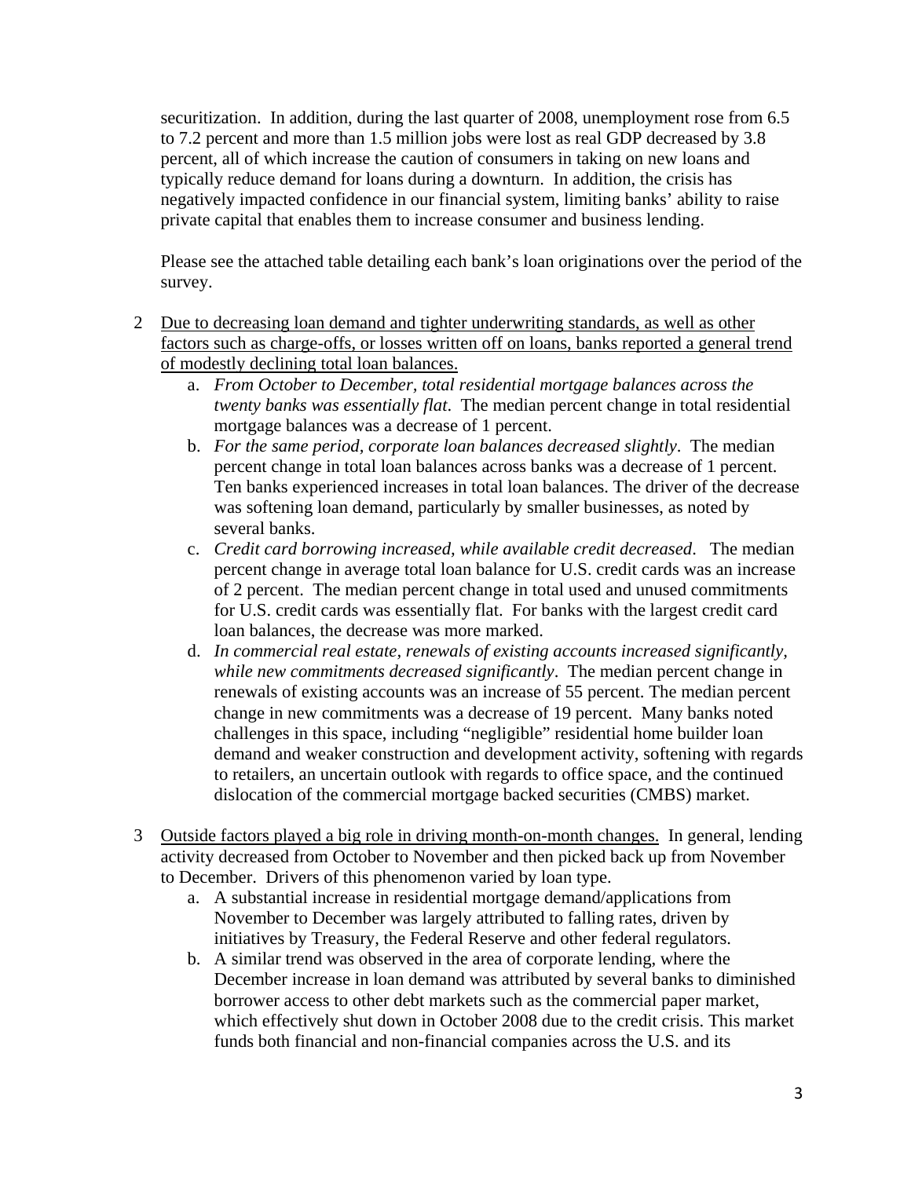securitization. In addition, during the last quarter of 2008, unemployment rose from 6.5 to 7.2 percent and more than 1.5 million jobs were lost as real GDP decreased by 3.8 percent, all of which increase the caution of consumers in taking on new loans and typically reduce demand for loans during a downturn. In addition, the crisis has negatively impacted confidence in our financial system, limiting banks' ability to raise private capital that enables them to increase consumer and business lending.

Please see the attached table detailing each bank's loan originations over the period of the survey.

2 <u>Due to decreasing loan demand and tighter underwriting standards, as well as other factors such as charge-offs, or losses written off on loans, banks reported a general trend of modestly declining total loan balances.</u>
   a. *From October to December, total residential mortgage balances across the twenty banks was essentially flat*. The median percent change in total residential mortgage balances was a decrease of 1 percent.
   b. *For the same period, corporate loan balances decreased slightly*. The median percent change in total loan balances across banks was a decrease of 1 percent. Ten banks experienced increases in total loan balances. The driver of the decrease was softening loan demand, particularly by smaller businesses, as noted by several banks.
   c. *Credit card borrowing increased, while available credit decreased*. The median percent change in average total loan balance for U.S. credit cards was an increase of 2 percent. The median percent change in total used and unused commitments for U.S. credit cards was essentially flat. For banks with the largest credit card loan balances, the decrease was more marked.
   d. *In commercial real estate, renewals of existing accounts increased significantly, while new commitments decreased significantly*. The median percent change in renewals of existing accounts was an increase of 55 percent. The median percent change in new commitments was a decrease of 19 percent. Many banks noted challenges in this space, including "negligible" residential home builder loan demand and weaker construction and development activity, softening with regards to retailers, an uncertain outlook with regards to office space, and the continued dislocation of the commercial mortgage backed securities (CMBS) market.

3 <u>Outside factors played a big role in driving month-on-month changes.</u> In general, lending activity decreased from October to November and then picked back up from November to December. Drivers of this phenomenon varied by loan type.
   a. A substantial increase in residential mortgage demand/applications from November to December was largely attributed to falling rates, driven by initiatives by Treasury, the Federal Reserve and other federal regulators.
   b. A similar trend was observed in the area of corporate lending, where the December increase in loan demand was attributed by several banks to diminished borrower access to other debt markets such as the commercial paper market, which effectively shut down in October 2008 due to the credit crisis. This market funds both financial and non-financial companies across the U.S. and its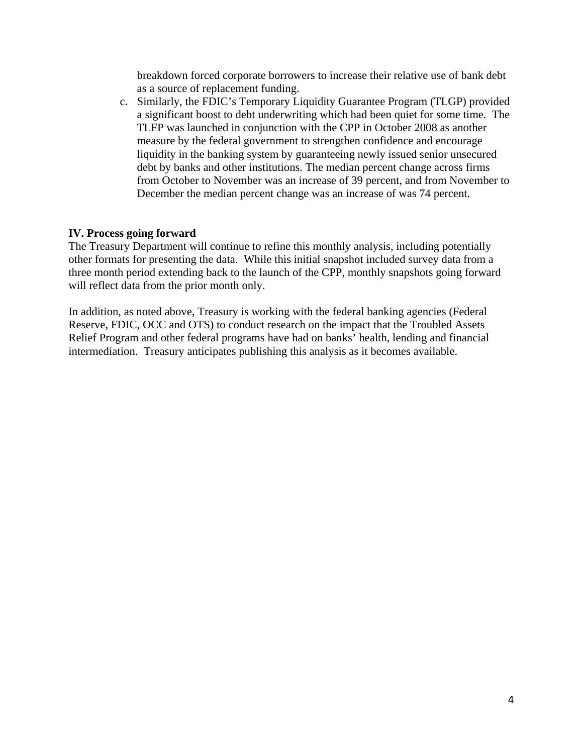breakdown forced corporate borrowers to increase their relative use of bank debt as a source of replacement funding.

c. Similarly, the FDIC's Temporary Liquidity Guarantee Program (TLGP) provided a significant boost to debt underwriting which had been quiet for some time. The TLFP was launched in conjunction with the CPP in October 2008 as another measure by the federal government to strengthen confidence and encourage liquidity in the banking system by guaranteeing newly issued senior unsecured debt by banks and other institutions. The median percent change across firms from October to November was an increase of 39 percent, and from November to December the median percent change was an increase of was 74 percent.

## IV. Process going forward

The Treasury Department will continue to refine this monthly analysis, including potentially other formats for presenting the data. While this initial snapshot included survey data from a three month period extending back to the launch of the CPP, monthly snapshots going forward will reflect data from the prior month only.

In addition, as noted above, Treasury is working with the federal banking agencies (Federal Reserve, FDIC, OCC and OTS) to conduct research on the impact that the Troubled Assets Relief Program and other federal programs have had on banks' health, lending and financial intermediation. Treasury anticipates publishing this analysis as it becomes available.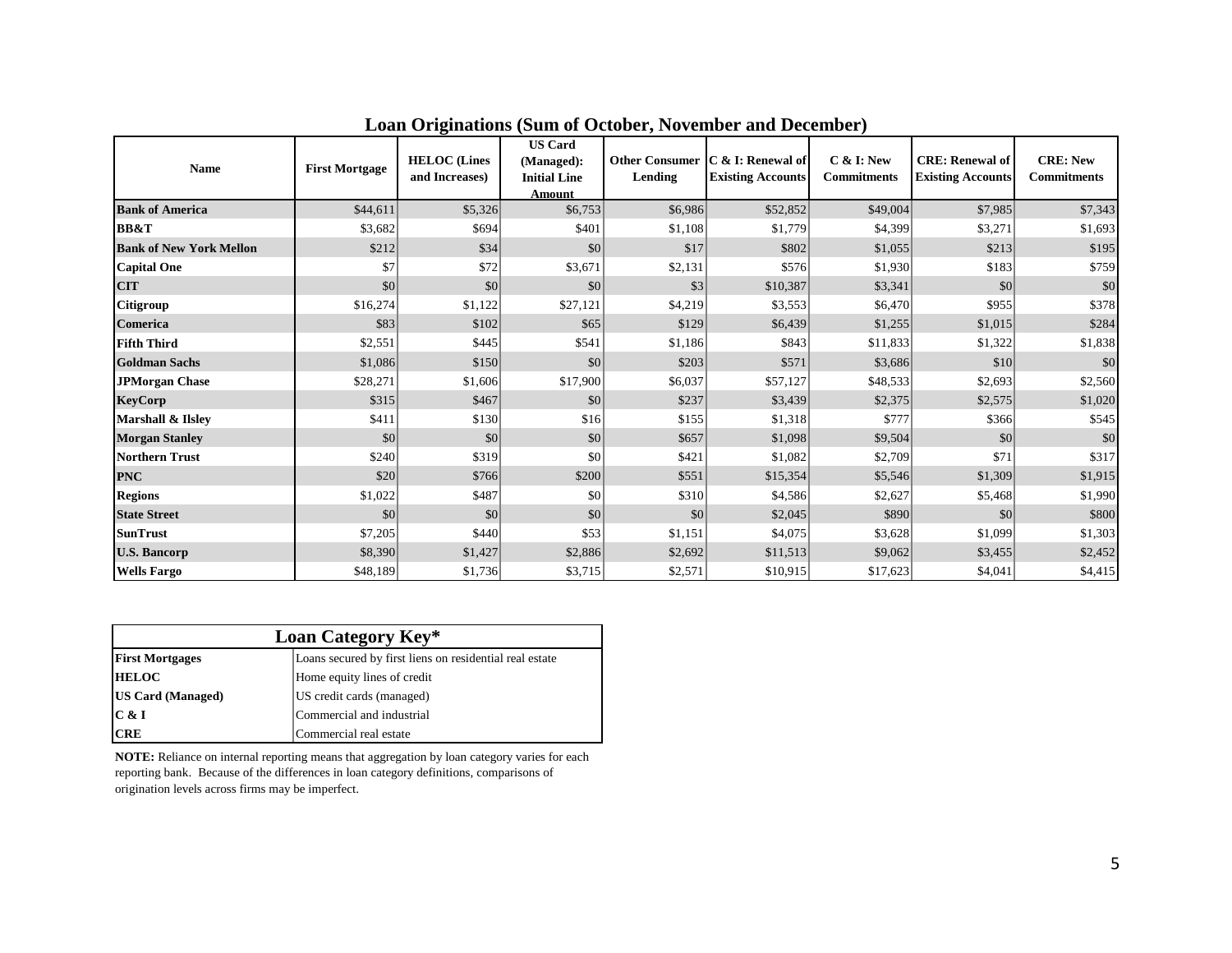## Loan Originations (Sum of October, November and December)

| Name | First Mortgage | HELOC (Lines and Increases) | US Card (Managed): Initial Line Amount | Other Consumer Lending | C & I: Renewal of Existing Accounts | C & I: New Commitments | CRE: Renewal of Existing Accounts | CRE: New Commitments |
|---|---|---|---|---|---|---|---|---|
| **Bank of America** | $44,611 | $5,326 | $6,753 | $6,986 | $52,852 | $49,004 | $7,985 | $7,343 |
| **BB&T** | $3,682 | $694 | $401 | $1,108 | $1,779 | $4,399 | $3,271 | $1,693 |
| **Bank of New York Mellon** | $212 | $34 | $0 | $17 | $802 | $1,055 | $213 | $195 |
| **Capital One** | $7 | $72 | $3,671 | $2,131 | $576 | $1,930 | $183 | $759 |
| **CIT** | $0 | $0 | $0 | $3 | $10,387 | $3,341 | $0 | $0 |
| **Citigroup** | $16,274 | $1,122 | $27,121 | $4,219 | $3,553 | $6,470 | $955 | $378 |
| **Comerica** | $83 | $102 | $65 | $129 | $6,439 | $1,255 | $1,015 | $284 |
| **Fifth Third** | $2,551 | $445 | $541 | $1,186 | $843 | $11,833 | $1,322 | $1,838 |
| **Goldman Sachs** | $1,086 | $150 | $0 | $203 | $571 | $3,686 | $10 | $0 |
| **JPMorgan Chase** | $28,271 | $1,606 | $17,900 | $6,037 | $57,127 | $48,533 | $2,693 | $2,560 |
| **KeyCorp** | $315 | $467 | $0 | $237 | $3,439 | $2,375 | $2,575 | $1,020 |
| **Marshall & Ilsley** | $411 | $130 | $16 | $155 | $1,318 | $777 | $366 | $545 |
| **Morgan Stanley** | $0 | $0 | $0 | $657 | $1,098 | $9,504 | $0 | $0 |
| **Northern Trust** | $240 | $319 | $0 | $421 | $1,082 | $2,709 | $71 | $317 |
| **PNC** | $20 | $766 | $200 | $551 | $15,354 | $5,546 | $1,309 | $1,915 |
| **Regions** | $1,022 | $487 | $0 | $310 | $4,586 | $2,627 | $5,468 | $1,990 |
| **State Street** | $0 | $0 | $0 | $0 | $2,045 | $890 | $0 | $800 |
| **SunTrust** | $7,205 | $440 | $53 | $1,151 | $4,075 | $3,628 | $1,099 | $1,303 |
| **U.S. Bancorp** | $8,390 | $1,427 | $2,886 | $2,692 | $11,513 | $9,062 | $3,455 | $2,452 |
| **Wells Fargo** | $48,189 | $1,736 | $3,715 | $2,571 | $10,915 | $17,623 | $4,041 | $4,415 |

| Loan Category Key* | |
|---|---|
| **First Mortgages** | Loans secured by first liens on residential real estate |
| **HELOC** | Home equity lines of credit |
| **US Card (Managed)** | US credit cards (managed) |
| **C & I** | Commercial and industrial |
| **CRE** | Commercial real estate |

**NOTE:** Reliance on internal reporting means that aggregation by loan category varies for each reporting bank. Because of the differences in loan category definitions, comparisons of origination levels across firms may be imperfect.